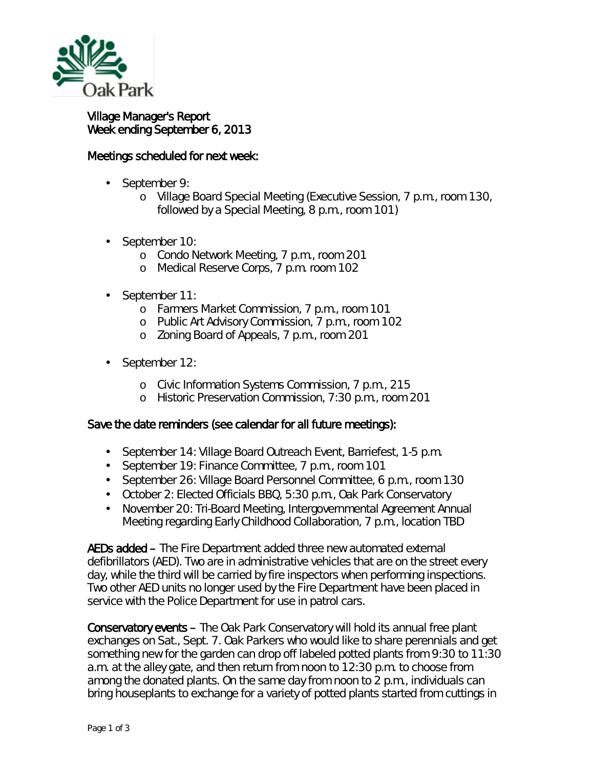Village Manager's Report
Week ending September 6, 2013

Meetings scheduled for next week:

- September 9:
  - Village Board Special Meeting (Executive Session, 7 p.m., room 130, followed by a Special Meeting, 8 p.m., room 101)

- September 10:
  - Condo Network Meeting, 7 p.m., room 201
  - Medical Reserve Corps, 7 p.m. room 102

- September 11:
  - Farmers Market Commission, 7 p.m., room 101
  - Public Art Advisory Commission, 7 p.m., room 102
  - Zoning Board of Appeals, 7 p.m., room 201

- September 12:
  - Civic Information Systems Commission, 7 p.m., 215
  - Historic Preservation Commission, 7:30 p.m., room 201

Save the date reminders (see calendar for all future meetings):

- September 14: Village Board Outreach Event, Barriefest, 1-5 p.m.
- September 19: Finance Committee, 7 p.m., room 101
- September 26: Village Board Personnel Committee, 6 p.m., room 130
- October 2: Elected Officials BBQ, 5:30 p.m., Oak Park Conservatory
- November 20: Tri-Board Meeting, Intergovernmental Agreement Annual Meeting regarding Early Childhood Collaboration, 7 p.m., location TBD

**AEDs added** – The Fire Department added three new automated external defibrillators (AED). Two are in administrative vehicles that are on the street every day, while the third will be carried by fire inspectors when performing inspections. Two other AED units no longer used by the Fire Department have been placed in service with the Police Department for use in patrol cars.

**Conservatory events** – The Oak Park Conservatory will hold its annual free plant exchanges on Sat., Sept. 7. Oak Parkers who would like to share perennials and get something new for the garden can drop off labeled potted plants from 9:30 to 11:30 a.m. at the alley gate, and then return from noon to 12:30 p.m. to choose from among the donated plants. On the same day from noon to 2 p.m., individuals can bring houseplants to exchange for a variety of potted plants started from cuttings in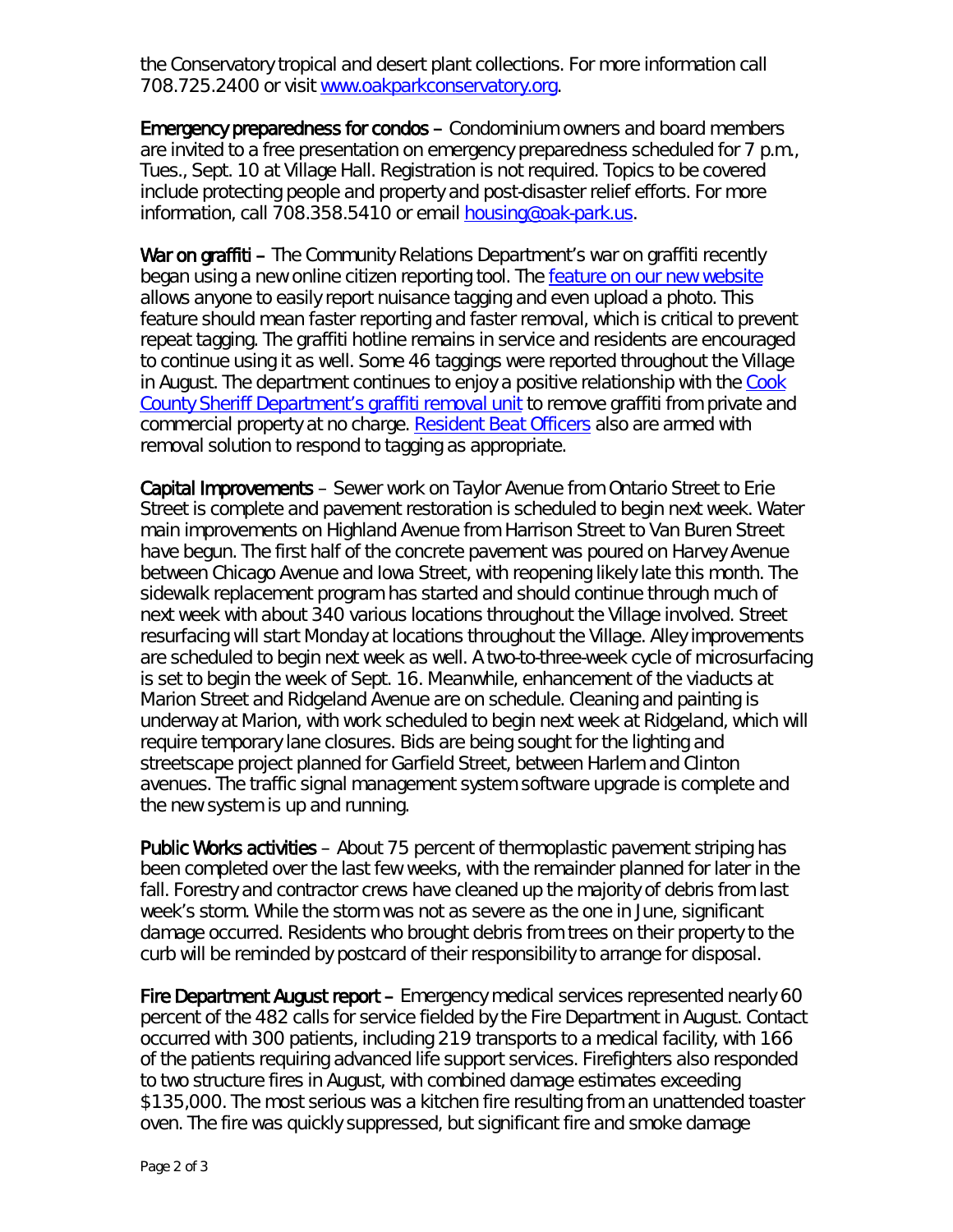the Conservatory tropical and desert plant collections. For more information call 708.725.2400 or visit [www.oakparkconservatory.org](www.oakparkconservatory.org).

**Emergency preparedness for condos** – Condominium owners and board members are invited to a free presentation on emergency preparedness scheduled for 7 p.m., Tues., Sept. 10 at Village Hall. Registration is not required. Topics to be covered include protecting people and property and post-disaster relief efforts. For more information, call 708.358.5410 or email [housing@oak-park.us](mailto:housing@oak-park.us).

**War on graffiti** – The Community Relations Department's war on graffiti recently began using a new online citizen reporting tool. The feature on our new website allows anyone to easily report nuisance tagging and even upload a photo. This feature should mean faster reporting and faster removal, which is critical to prevent repeat tagging. The graffiti hotline remains in service and residents are encouraged to continue using it as well. Some 46 taggings were reported throughout the Village in August. The department continues to enjoy a positive relationship with the Cook County Sheriff Department's graffiti removal unit to remove graffiti from private and commercial property at no charge. Resident Beat Officers also are armed with removal solution to respond to tagging as appropriate.

**Capital Improvements** – Sewer work on Taylor Avenue from Ontario Street to Erie Street is complete and pavement restoration is scheduled to begin next week. Water main improvements on Highland Avenue from Harrison Street to Van Buren Street have begun. The first half of the concrete pavement was poured on Harvey Avenue between Chicago Avenue and Iowa Street, with reopening likely late this month. The sidewalk replacement program has started and should continue through much of next week with about 340 various locations throughout the Village involved. Street resurfacing will start Monday at locations throughout the Village. Alley improvements are scheduled to begin next week as well. A two-to-three-week cycle of microsurfacing is set to begin the week of Sept. 16. Meanwhile, enhancement of the viaducts at Marion Street and Ridgeland Avenue are on schedule. Cleaning and painting is underway at Marion, with work scheduled to begin next week at Ridgeland, which will require temporary lane closures. Bids are being sought for the lighting and streetscape project planned for Garfield Street, between Harlem and Clinton avenues. The traffic signal management system software upgrade is complete and the new system is up and running.

**Public Works activities** – About 75 percent of thermoplastic pavement striping has been completed over the last few weeks, with the remainder planned for later in the fall. Forestry and contractor crews have cleaned up the majority of debris from last week's storm. While the storm was not as severe as the one in June, significant damage occurred. Residents who brought debris from trees on their property to the curb will be reminded by postcard of their responsibility to arrange for disposal.

**Fire Department August report** – Emergency medical services represented nearly 60 percent of the 482 calls for service fielded by the Fire Department in August. Contact occurred with 300 patients, including 219 transports to a medical facility, with 166 of the patients requiring advanced life support services. Firefighters also responded to two structure fires in August, with combined damage estimates exceeding $135,000. The most serious was a kitchen fire resulting from an unattended toaster oven. The fire was quickly suppressed, but significant fire and smoke damage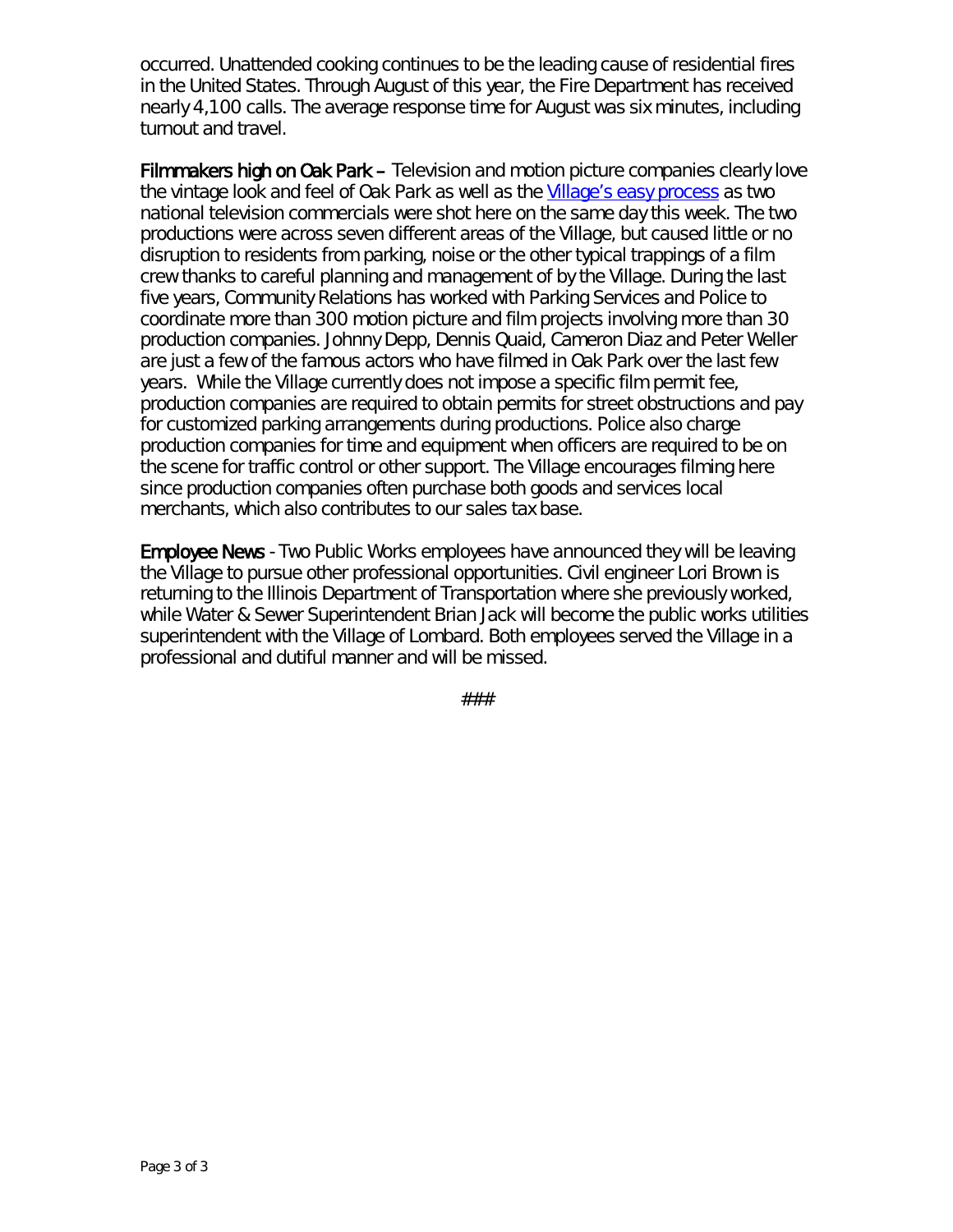occurred. Unattended cooking continues to be the leading cause of residential fires in the United States. Through August of this year, the Fire Department has received nearly 4,100 calls. The average response time for August was six minutes, including turnout and travel.

**Filmmakers high on Oak Park** – Television and motion picture companies clearly love the vintage look and feel of Oak Park as well as the Village's easy process as two national television commercials were shot here on the same day this week. The two productions were across seven different areas of the Village, but caused little or no disruption to residents from parking, noise or the other typical trappings of a film crew thanks to careful planning and management of by the Village. During the last five years, Community Relations has worked with Parking Services and Police to coordinate more than 300 motion picture and film projects involving more than 30 production companies. Johnny Depp, Dennis Quaid, Cameron Diaz and Peter Weller are just a few of the famous actors who have filmed in Oak Park over the last few years. While the Village currently does not impose a specific film permit fee, production companies are required to obtain permits for street obstructions and pay for customized parking arrangements during productions. Police also charge production companies for time and equipment when officers are required to be on the scene for traffic control or other support. The Village encourages filming here since production companies often purchase both goods and services local merchants, which also contributes to our sales tax base.

**Employee News** - Two Public Works employees have announced they will be leaving the Village to pursue other professional opportunities. Civil engineer Lori Brown is returning to the Illinois Department of Transportation where she previously worked, while Water & Sewer Superintendent Brian Jack will become the public works utilities superintendent with the Village of Lombard. Both employees served the Village in a professional and dutiful manner and will be missed.

###